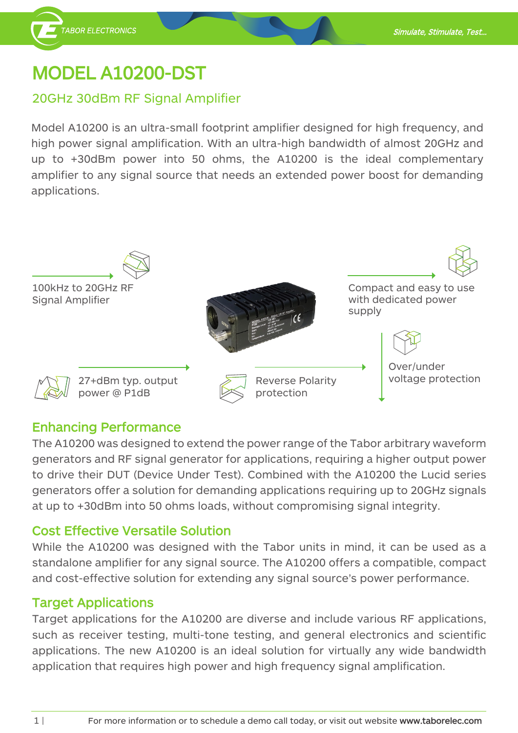# MODEL A10200-DST

## 20GHz 30dBm RF Signal Amplifier

Model A10200 is an ultra-small footprint amplifier designed for high frequency, and high power signal amplification. With an ultra-high bandwidth of almost 20GHz and up to +30dBm power into 50 ohms, the A10200 is the ideal complementary amplifier to any signal source that needs an extended power boost for demanding applications.

- 100kHz to 20GHz RF Signal Amplifier
- Compact and easy to use with dedicated power supply
- 27+dBm typ. output power @ P1dB
- Reverse Polarity protection
- Over/under voltage protection

## Enhancing Performance

The A10200 was designed to extend the power range of the Tabor arbitrary waveform generators and RF signal generator for applications, requiring a higher output power to drive their DUT (Device Under Test). Combined with the A10200 the Lucid series generators offer a solution for demanding applications requiring up to 20GHz signals at up to +30dBm into 50 ohms loads, without compromising signal integrity.

## Cost Effective Versatile Solution

While the A10200 was designed with the Tabor units in mind, it can be used as a standalone amplifier for any signal source. The A10200 offers a compatible, compact and cost-effective solution for extending any signal source's power performance.

## Target Applications

Target applications for the A10200 are diverse and include various RF applications, such as receiver testing, multi-tone testing, and general electronics and scientific applications. The new A10200 is an ideal solution for virtually any wide bandwidth application that requires high power and high frequency signal amplification.

For more information or to schedule a demo call today, or visit out website **www.taborelec.com**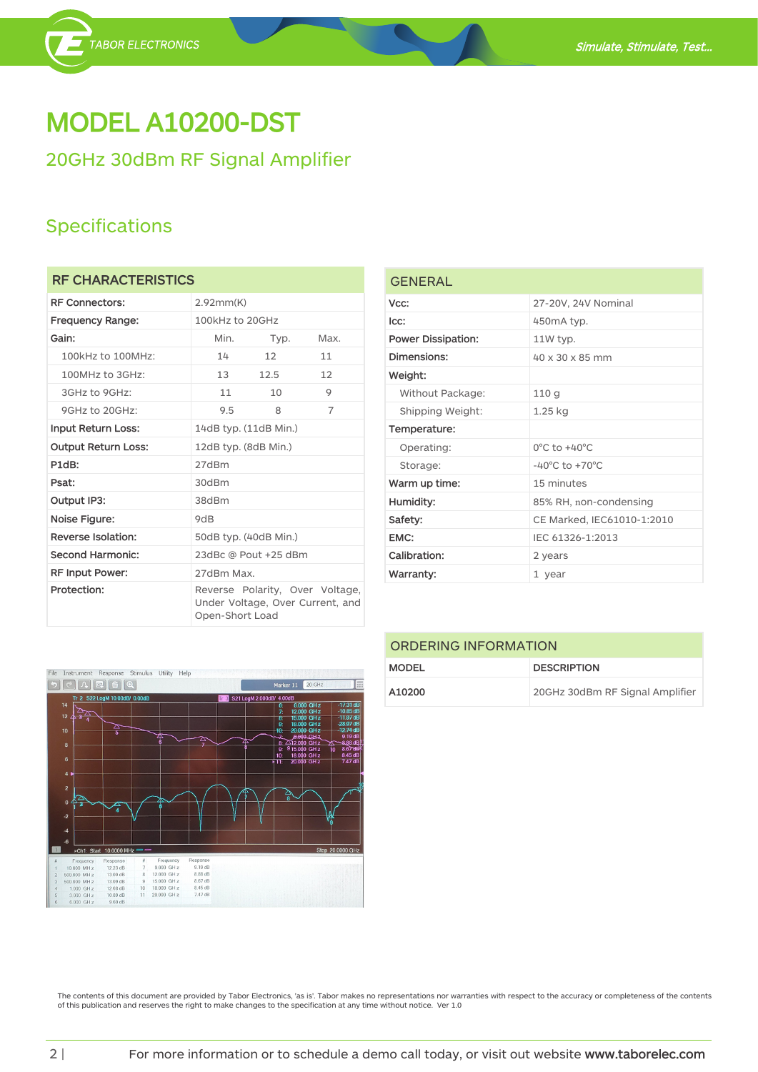# MODEL A10200-DST

## 20GHz 30dBm RF Signal Amplifier

## Specifications

| RF CHARACTERISTICS | | | |
|---|---|---|---|
| RF Connectors: | 2.92mm(K) | | |
| Frequency Range: | 100kHz to 20GHz | | |
| Gain: | Min. | Typ. | Max. |
| 100kHz to 100MHz: | 14 | 12 | 11 |
| 100MHz to 3GHz: | 13 | 12.5 | 12 |
| 3GHz to 9GHz: | 11 | 10 | 9 |
| 9GHz to 20GHz: | 9.5 | 8 | 7 |
| Input Return Loss: | 14dB typ. (11dB Min.) | | |
| Output Return Loss: | 12dB typ. (8dB Min.) | | |
| P1dB: | 27dBm | | |
| Psat: | 30dBm | | |
| Output IP3: | 38dBm | | |
| Noise Figure: | 9dB | | |
| Reverse Isolation: | 50dB typ. (40dB Min.) | | |
| Second Harmonic: | 23dBc @ Pout +25 dBm | | |
| RF Input Power: | 27dBm Max. | | |
| Protection: | Reverse Polarity, Over Voltage, Under Voltage, Over Current, and Open-Short Load | | |

| GENERAL | |
|---|---|
| Vcc: | 27-20V, 24V Nominal |
| Icc: | 450mA typ. |
| Power Dissipation: | 11W typ. |
| Dimensions: | 40 x 30 x 85 mm |
| Weight: | |
| Without Package: | 110 g |
| Shipping Weight: | 1.25 kg |
| Temperature: | |
| Operating: | 0°C to +40°C |
| Storage: | -40°C to +70°C |
| Warm up time: | 15 minutes |
| Humidity: | 85% RH, non-condensing |
| Safety: | CE Marked, IEC61010-1:2010 |
| EMC: | IEC 61326-1:2013 |
| Calibration: | 2 years |
| Warranty: | 1 year |

| ORDERING INFORMATION | |
|---|---|
| MODEL | DESCRIPTION |
| A10200 | 20GHz 30dBm RF Signal Amplifier |

The contents of this document are provided by Tabor Electronics, 'as is'. Tabor makes no representations nor warranties with respect to the accuracy or completeness of the contents of this publication and reserves the right to make changes to the specification at any time without notice. Ver 1.0

For more information or to schedule a demo call today, or visit out website **www.taborelec.com**